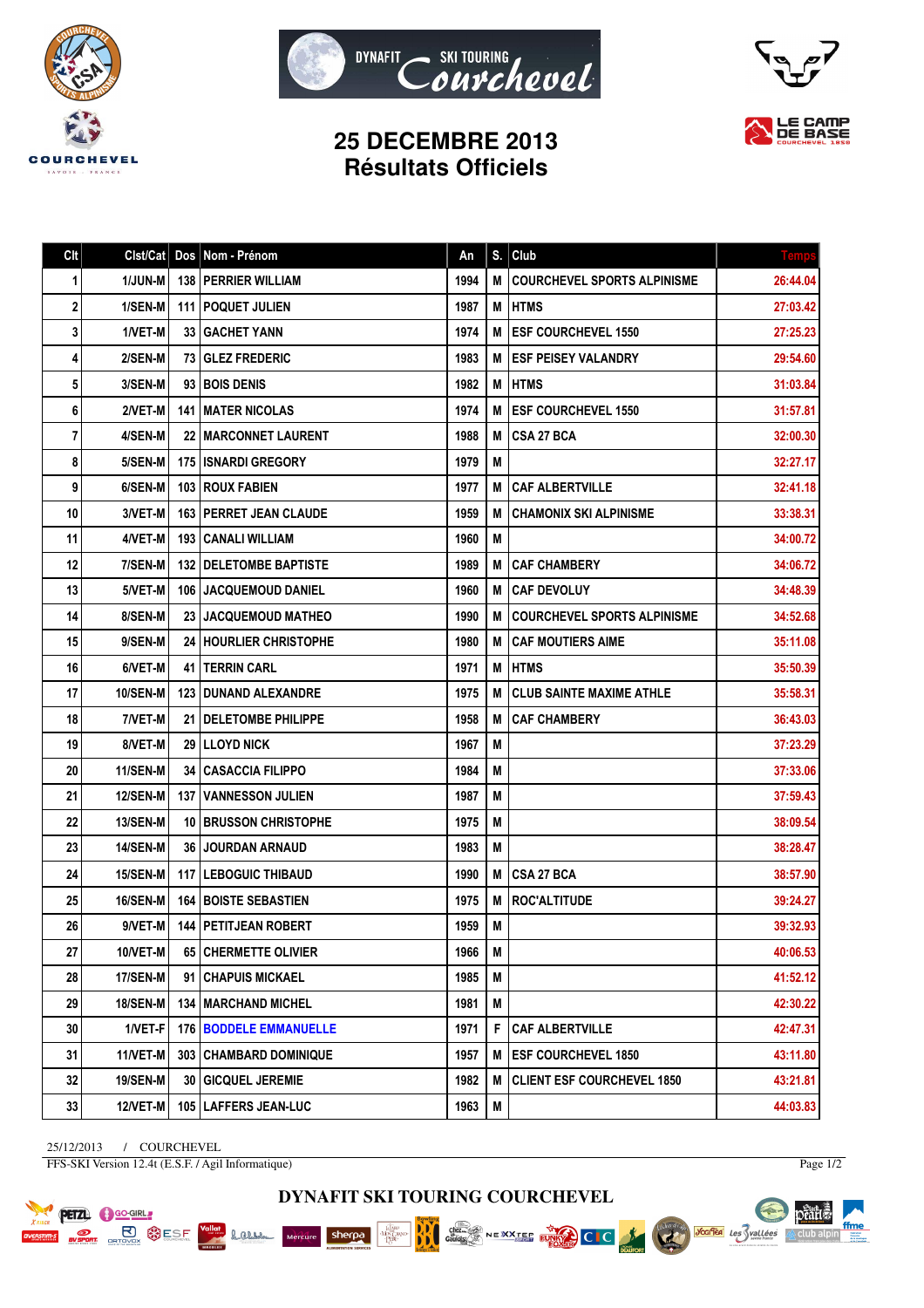# 25 DECEMBRE 2013
## Résultats Officiels

| Clt | Clst/Cat | Dos | Nom - Prénom | An | S. | Club | Temps |
|---|---|---|---|---|---|---|---|
| 1 | 1/JUN-M | 138 | PERRIER WILLIAM | 1994 | M | COURCHEVEL SPORTS ALPINISME | 26:44.04 |
| 2 | 1/SEN-M | 111 | POQUET JULIEN | 1987 | M | HTMS | 27:03.42 |
| 3 | 1/VET-M | 33 | GACHET YANN | 1974 | M | ESF COURCHEVEL 1550 | 27:25.23 |
| 4 | 2/SEN-M | 73 | GLEZ FREDERIC | 1983 | M | ESF PEISEY VALANDRY | 29:54.60 |
| 5 | 3/SEN-M | 93 | BOIS DENIS | 1982 | M | HTMS | 31:03.84 |
| 6 | 2/VET-M | 141 | MATER NICOLAS | 1974 | M | ESF COURCHEVEL 1550 | 31:57.81 |
| 7 | 4/SEN-M | 22 | MARCONNET LAURENT | 1988 | M | CSA 27 BCA | 32:00.30 |
| 8 | 5/SEN-M | 175 | ISNARDI GREGORY | 1979 | M | | 32:27.17 |
| 9 | 6/SEN-M | 103 | ROUX FABIEN | 1977 | M | CAF ALBERTVILLE | 32:41.18 |
| 10 | 3/VET-M | 163 | PERRET JEAN CLAUDE | 1959 | M | CHAMONIX SKI ALPINISME | 33:38.31 |
| 11 | 4/VET-M | 193 | CANALI WILLIAM | 1960 | M | | 34:00.72 |
| 12 | 7/SEN-M | 132 | DELETOMBE BAPTISTE | 1989 | M | CAF CHAMBERY | 34:06.72 |
| 13 | 5/VET-M | 106 | JACQUEMOUD DANIEL | 1960 | M | CAF DEVOLUY | 34:48.39 |
| 14 | 8/SEN-M | 23 | JACQUEMOUD MATHEO | 1990 | M | COURCHEVEL SPORTS ALPINISME | 34:52.68 |
| 15 | 9/SEN-M | 24 | HOURLIER CHRISTOPHE | 1980 | M | CAF MOUTIERS AIME | 35:11.08 |
| 16 | 6/VET-M | 41 | TERRIN CARL | 1971 | M | HTMS | 35:50.39 |
| 17 | 10/SEN-M | 123 | DUNAND ALEXANDRE | 1975 | M | CLUB SAINTE MAXIME ATHLE | 35:58.31 |
| 18 | 7/VET-M | 21 | DELETOMBE PHILIPPE | 1958 | M | CAF CHAMBERY | 36:43.03 |
| 19 | 8/VET-M | 29 | LLOYD NICK | 1967 | M | | 37:23.29 |
| 20 | 11/SEN-M | 34 | CASACCIA FILIPPO | 1984 | M | | 37:33.06 |
| 21 | 12/SEN-M | 137 | VANNESSON JULIEN | 1987 | M | | 37:59.43 |
| 22 | 13/SEN-M | 10 | BRUSSON CHRISTOPHE | 1975 | M | | 38:09.54 |
| 23 | 14/SEN-M | 36 | JOURDAN ARNAUD | 1983 | M | | 38:28.47 |
| 24 | 15/SEN-M | 117 | LEBOGUIC THIBAUD | 1990 | M | CSA 27 BCA | 38:57.90 |
| 25 | 16/SEN-M | 164 | BOISTE SEBASTIEN | 1975 | M | ROC'ALTITUDE | 39:24.27 |
| 26 | 9/VET-M | 144 | PETITJEAN ROBERT | 1959 | M | | 39:32.93 |
| 27 | 10/VET-M | 65 | CHERMETTE OLIVIER | 1966 | M | | 40:06.53 |
| 28 | 17/SEN-M | 91 | CHAPUIS MICKAEL | 1985 | M | | 41:52.12 |
| 29 | 18/SEN-M | 134 | MARCHAND MICHEL | 1981 | M | | 42:30.22 |
| 30 | 1/VET-F | 176 | BODDELE EMMANUELLE | 1971 | F | CAF ALBERTVILLE | 42:47.31 |
| 31 | 11/VET-M | 303 | CHAMBARD DOMINIQUE | 1957 | M | ESF COURCHEVEL 1850 | 43:11.80 |
| 32 | 19/SEN-M | 30 | GICQUEL JEREMIE | 1982 | M | CLIENT ESF COURCHEVEL 1850 | 43:21.81 |
| 33 | 12/VET-M | 105 | LAFFERS JEAN-LUC | 1963 | M | | 44:03.83 |

25/12/2013 / COURCHEVEL

FFS-SKI Version 12.4t (E.S.F. / Agil Informatique)

DYNAFIT SKI TOURING COURCHEVEL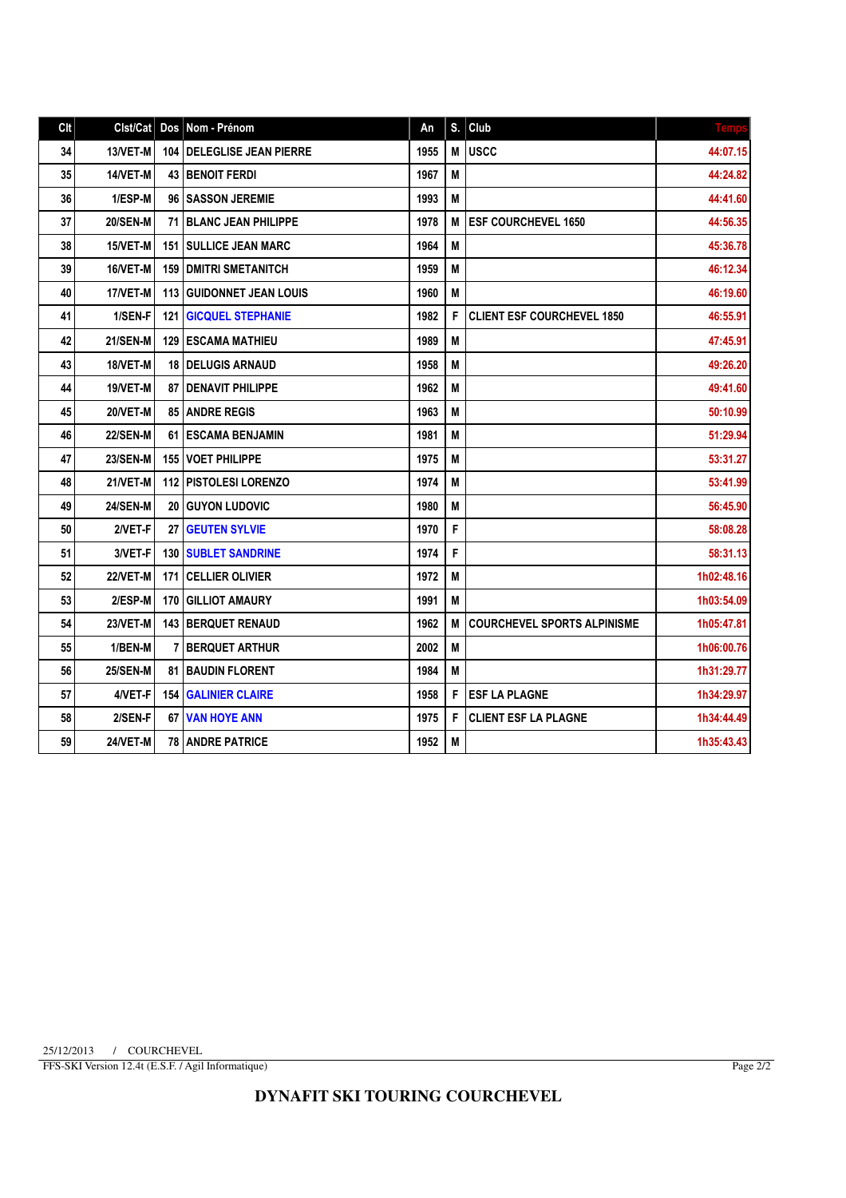| Clt | Clst/Cat | Dos | Nom - Prénom | An | S. | Club | Temps |
|---|---|---|---|---|---|---|---|
| 34 | 13/VET-M | 104 | DELEGLISE JEAN PIERRE | 1955 | M | USCC | 44:07.15 |
| 35 | 14/VET-M | 43 | BENOIT FERDI | 1967 | M | | 44:24.82 |
| 36 | 1/ESP-M | 96 | SASSON JEREMIE | 1993 | M | | 44:41.60 |
| 37 | 20/SEN-M | 71 | BLANC JEAN PHILIPPE | 1978 | M | ESF COURCHEVEL 1650 | 44:56.35 |
| 38 | 15/VET-M | 151 | SULLICE JEAN MARC | 1964 | M | | 45:36.78 |
| 39 | 16/VET-M | 159 | DMITRI SMETANITCH | 1959 | M | | 46:12.34 |
| 40 | 17/VET-M | 113 | GUIDONNET JEAN LOUIS | 1960 | M | | 46:19.60 |
| 41 | 1/SEN-F | 121 | GICQUEL STEPHANIE | 1982 | F | CLIENT ESF COURCHEVEL 1850 | 46:55.91 |
| 42 | 21/SEN-M | 129 | ESCAMA MATHIEU | 1989 | M | | 47:45.91 |
| 43 | 18/VET-M | 18 | DELUGIS ARNAUD | 1958 | M | | 49:26.20 |
| 44 | 19/VET-M | 87 | DENAVIT PHILIPPE | 1962 | M | | 49:41.60 |
| 45 | 20/VET-M | 85 | ANDRE REGIS | 1963 | M | | 50:10.99 |
| 46 | 22/SEN-M | 61 | ESCAMA BENJAMIN | 1981 | M | | 51:29.94 |
| 47 | 23/SEN-M | 155 | VOET PHILIPPE | 1975 | M | | 53:31.27 |
| 48 | 21/VET-M | 112 | PISTOLESI LORENZO | 1974 | M | | 53:41.99 |
| 49 | 24/SEN-M | 20 | GUYON LUDOVIC | 1980 | M | | 56:45.90 |
| 50 | 2/VET-F | 27 | GEUTEN SYLVIE | 1970 | F | | 58:08.28 |
| 51 | 3/VET-F | 130 | SUBLET SANDRINE | 1974 | F | | 58:31.13 |
| 52 | 22/VET-M | 171 | CELLIER OLIVIER | 1972 | M | | 1h02:48.16 |
| 53 | 2/ESP-M | 170 | GILLIOT AMAURY | 1991 | M | | 1h03:54.09 |
| 54 | 23/VET-M | 143 | BERQUET RENAUD | 1962 | M | COURCHEVEL SPORTS ALPINISME | 1h05:47.81 |
| 55 | 1/BEN-M | 7 | BERQUET ARTHUR | 2002 | M | | 1h06:00.76 |
| 56 | 25/SEN-M | 81 | BAUDIN FLORENT | 1984 | M | | 1h31:29.77 |
| 57 | 4/VET-F | 154 | GALINIER CLAIRE | 1958 | F | ESF LA PLAGNE | 1h34:29.97 |
| 58 | 2/SEN-F | 67 | VAN HOYE ANN | 1975 | F | CLIENT ESF LA PLAGNE | 1h34:44.49 |
| 59 | 24/VET-M | 78 | ANDRE PATRICE | 1952 | M | | 1h35:43.43 |

25/12/2013 / COURCHEVEL

FFS-SKI Version 12.4t (E.S.F. / Agil Informatique)

**DYNAFIT SKI TOURING COURCHEVEL**